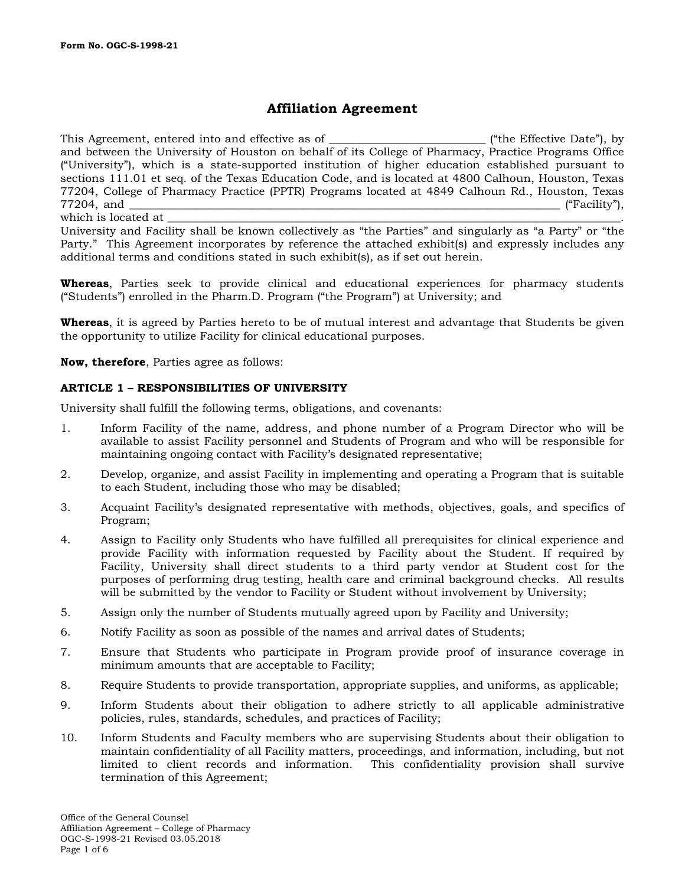Form No. OGC-S-1998-21

# Affiliation Agreement

This Agreement, entered into and effective as of ____________________________ ("the Effective Date"), by and between the University of Houston on behalf of its College of Pharmacy, Practice Programs Office ("University"), which is a state-supported institution of higher education established pursuant to sections 111.01 et seq. of the Texas Education Code, and is located at 4800 Calhoun, Houston, Texas 77204, College of Pharmacy Practice (PPTR) Programs located at 4849 Calhoun Rd., Houston, Texas 77204, and ________________________________________________________________________________ ("Facility"), which is located at ____________________________________________________________________________________. University and Facility shall be known collectively as "the Parties" and singularly as "a Party" or "the Party." This Agreement incorporates by reference the attached exhibit(s) and expressly includes any additional terms and conditions stated in such exhibit(s), as if set out herein.

**Whereas**, Parties seek to provide clinical and educational experiences for pharmacy students ("Students") enrolled in the Pharm.D. Program ("the Program") at University; and

**Whereas**, it is agreed by Parties hereto to be of mutual interest and advantage that Students be given the opportunity to utilize Facility for clinical educational purposes.

**Now, therefore**, Parties agree as follows:

## ARTICLE 1 – RESPONSIBILITIES OF UNIVERSITY

University shall fulfill the following terms, obligations, and covenants:

1. Inform Facility of the name, address, and phone number of a Program Director who will be available to assist Facility personnel and Students of Program and who will be responsible for maintaining ongoing contact with Facility's designated representative;
2. Develop, organize, and assist Facility in implementing and operating a Program that is suitable to each Student, including those who may be disabled;
3. Acquaint Facility's designated representative with methods, objectives, goals, and specifics of Program;
4. Assign to Facility only Students who have fulfilled all prerequisites for clinical experience and provide Facility with information requested by Facility about the Student. If required by Facility, University shall direct students to a third party vendor at Student cost for the purposes of performing drug testing, health care and criminal background checks. All results will be submitted by the vendor to Facility or Student without involvement by University;
5. Assign only the number of Students mutually agreed upon by Facility and University;
6. Notify Facility as soon as possible of the names and arrival dates of Students;
7. Ensure that Students who participate in Program provide proof of insurance coverage in minimum amounts that are acceptable to Facility;
8. Require Students to provide transportation, appropriate supplies, and uniforms, as applicable;
9. Inform Students about their obligation to adhere strictly to all applicable administrative policies, rules, standards, schedules, and practices of Facility;
10. Inform Students and Faculty members who are supervising Students about their obligation to maintain confidentiality of all Facility matters, proceedings, and information, including, but not limited to client records and information. This confidentiality provision shall survive termination of this Agreement;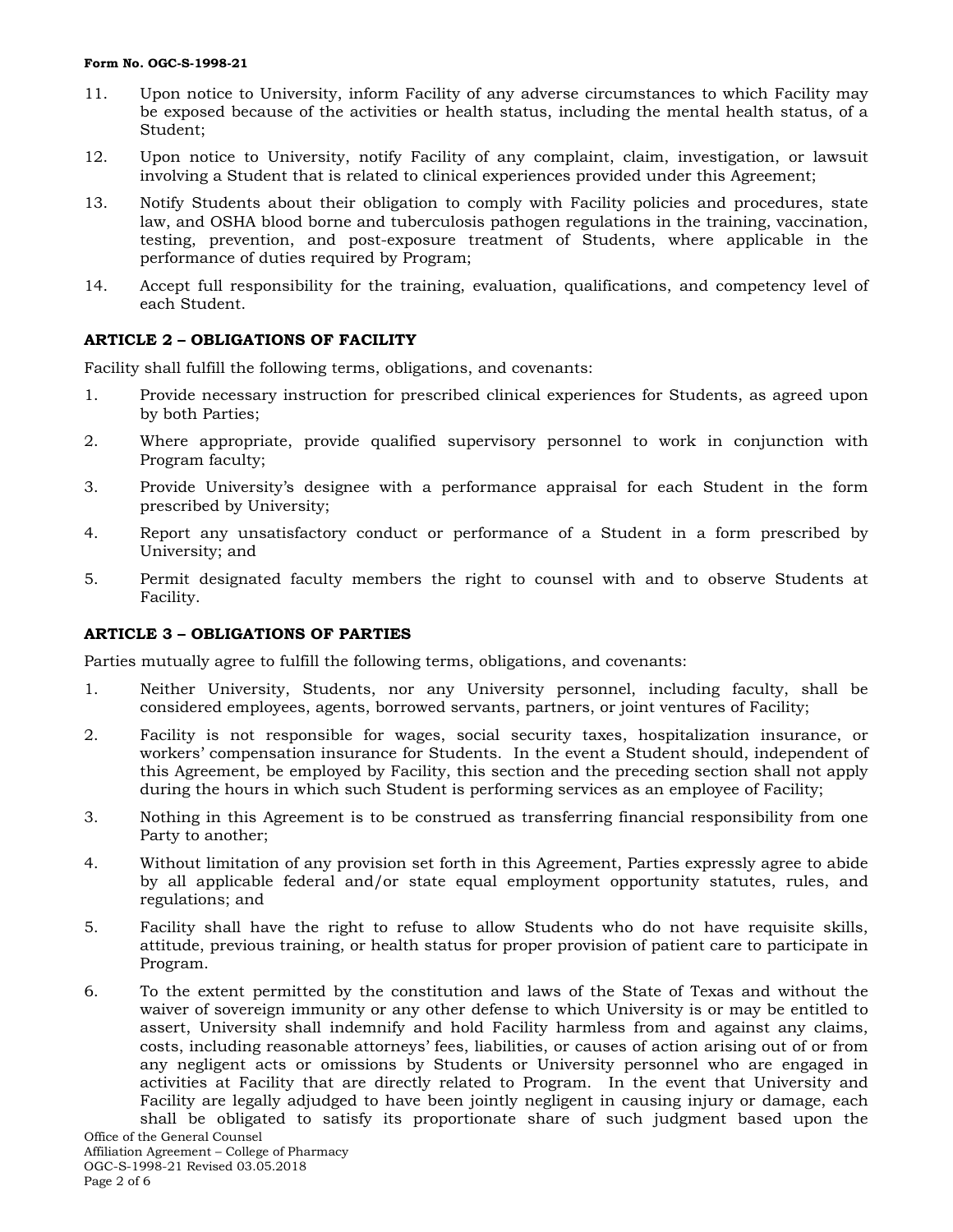11. Upon notice to University, inform Facility of any adverse circumstances to which Facility may be exposed because of the activities or health status, including the mental health status, of a Student;

12. Upon notice to University, notify Facility of any complaint, claim, investigation, or lawsuit involving a Student that is related to clinical experiences provided under this Agreement;

13. Notify Students about their obligation to comply with Facility policies and procedures, state law, and OSHA blood borne and tuberculosis pathogen regulations in the training, vaccination, testing, prevention, and post-exposure treatment of Students, where applicable in the performance of duties required by Program;

14. Accept full responsibility for the training, evaluation, qualifications, and competency level of each Student.

### ARTICLE 2 – OBLIGATIONS OF FACILITY

Facility shall fulfill the following terms, obligations, and covenants:

1. Provide necessary instruction for prescribed clinical experiences for Students, as agreed upon by both Parties;

2. Where appropriate, provide qualified supervisory personnel to work in conjunction with Program faculty;

3. Provide University's designee with a performance appraisal for each Student in the form prescribed by University;

4. Report any unsatisfactory conduct or performance of a Student in a form prescribed by University; and

5. Permit designated faculty members the right to counsel with and to observe Students at Facility.

### ARTICLE 3 – OBLIGATIONS OF PARTIES

Parties mutually agree to fulfill the following terms, obligations, and covenants:

1. Neither University, Students, nor any University personnel, including faculty, shall be considered employees, agents, borrowed servants, partners, or joint ventures of Facility;

2. Facility is not responsible for wages, social security taxes, hospitalization insurance, or workers' compensation insurance for Students. In the event a Student should, independent of this Agreement, be employed by Facility, this section and the preceding section shall not apply during the hours in which such Student is performing services as an employee of Facility;

3. Nothing in this Agreement is to be construed as transferring financial responsibility from one Party to another;

4. Without limitation of any provision set forth in this Agreement, Parties expressly agree to abide by all applicable federal and/or state equal employment opportunity statutes, rules, and regulations; and

5. Facility shall have the right to refuse to allow Students who do not have requisite skills, attitude, previous training, or health status for proper provision of patient care to participate in Program.

6. To the extent permitted by the constitution and laws of the State of Texas and without the waiver of sovereign immunity or any other defense to which University is or may be entitled to assert, University shall indemnify and hold Facility harmless from and against any claims, costs, including reasonable attorneys' fees, liabilities, or causes of action arising out of or from any negligent acts or omissions by Students or University personnel who are engaged in activities at Facility that are directly related to Program. In the event that University and Facility are legally adjudged to have been jointly negligent in causing injury or damage, each shall be obligated to satisfy its proportionate share of such judgment based upon the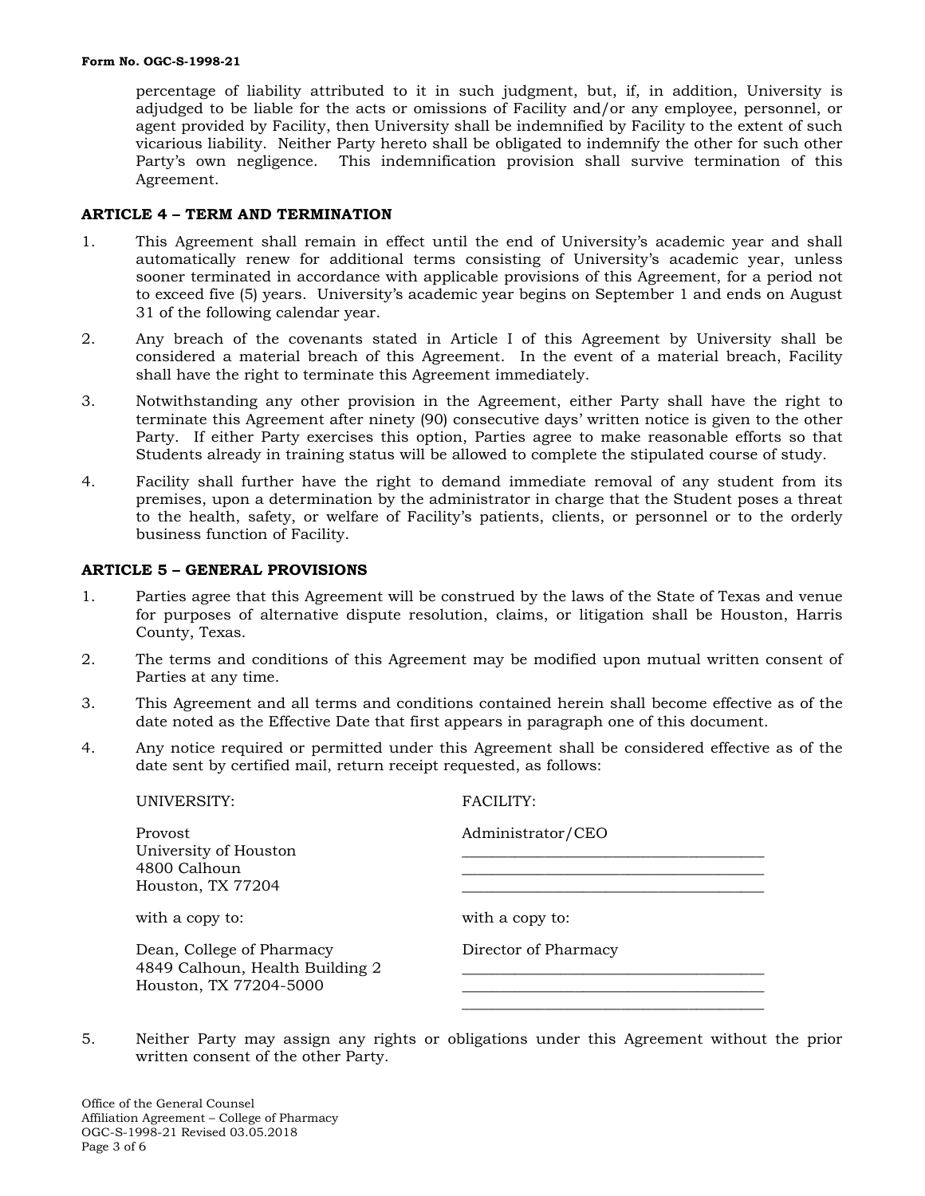percentage of liability attributed to it in such judgment, but, if, in addition, University is adjudged to be liable for the acts or omissions of Facility and/or any employee, personnel, or agent provided by Facility, then University shall be indemnified by Facility to the extent of such vicarious liability. Neither Party hereto shall be obligated to indemnify the other for such other Party's own negligence. This indemnification provision shall survive termination of this Agreement.

## ARTICLE 4 – TERM AND TERMINATION

1. This Agreement shall remain in effect until the end of University's academic year and shall automatically renew for additional terms consisting of University's academic year, unless sooner terminated in accordance with applicable provisions of this Agreement, for a period not to exceed five (5) years. University's academic year begins on September 1 and ends on August 31 of the following calendar year.
2. Any breach of the covenants stated in Article I of this Agreement by University shall be considered a material breach of this Agreement. In the event of a material breach, Facility shall have the right to terminate this Agreement immediately.
3. Notwithstanding any other provision in the Agreement, either Party shall have the right to terminate this Agreement after ninety (90) consecutive days' written notice is given to the other Party. If either Party exercises this option, Parties agree to make reasonable efforts so that Students already in training status will be allowed to complete the stipulated course of study.
4. Facility shall further have the right to demand immediate removal of any student from its premises, upon a determination by the administrator in charge that the Student poses a threat to the health, safety, or welfare of Facility's patients, clients, or personnel or to the orderly business function of Facility.

## ARTICLE 5 – GENERAL PROVISIONS

1. Parties agree that this Agreement will be construed by the laws of the State of Texas and venue for purposes of alternative dispute resolution, claims, or litigation shall be Houston, Harris County, Texas.
2. The terms and conditions of this Agreement may be modified upon mutual written consent of Parties at any time.
3. This Agreement and all terms and conditions contained herein shall become effective as of the date noted as the Effective Date that first appears in paragraph one of this document.
4. Any notice required or permitted under this Agreement shall be considered effective as of the date sent by certified mail, return receipt requested, as follows:

| UNIVERSITY: | FACILITY: |
|---|---|
| Provost<br>University of Houston<br>4800 Calhoun<br>Houston, TX 77204 | Administrator/CEO<br>\_\_\_\_\_\_\_\_\_\_\_\_\_\_\_\_\_\_\_\_\_\_\_\_\_\_\_\_\_\_\_\_\_\_\_\_\_\_<br>\_\_\_\_\_\_\_\_\_\_\_\_\_\_\_\_\_\_\_\_\_\_\_\_\_\_\_\_\_\_\_\_\_\_\_\_\_\_<br>\_\_\_\_\_\_\_\_\_\_\_\_\_\_\_\_\_\_\_\_\_\_\_\_\_\_\_\_\_\_\_\_\_\_\_\_\_\_ |
| with a copy to: | with a copy to: |
| Dean, College of Pharmacy<br>4849 Calhoun, Health Building 2<br>Houston, TX 77204-5000 | Director of Pharmacy<br>\_\_\_\_\_\_\_\_\_\_\_\_\_\_\_\_\_\_\_\_\_\_\_\_\_\_\_\_\_\_\_\_\_\_\_\_\_\_<br>\_\_\_\_\_\_\_\_\_\_\_\_\_\_\_\_\_\_\_\_\_\_\_\_\_\_\_\_\_\_\_\_\_\_\_\_\_\_<br>\_\_\_\_\_\_\_\_\_\_\_\_\_\_\_\_\_\_\_\_\_\_\_\_\_\_\_\_\_\_\_\_\_\_\_\_\_\_ |

5. Neither Party may assign any rights or obligations under this Agreement without the prior written consent of the other Party.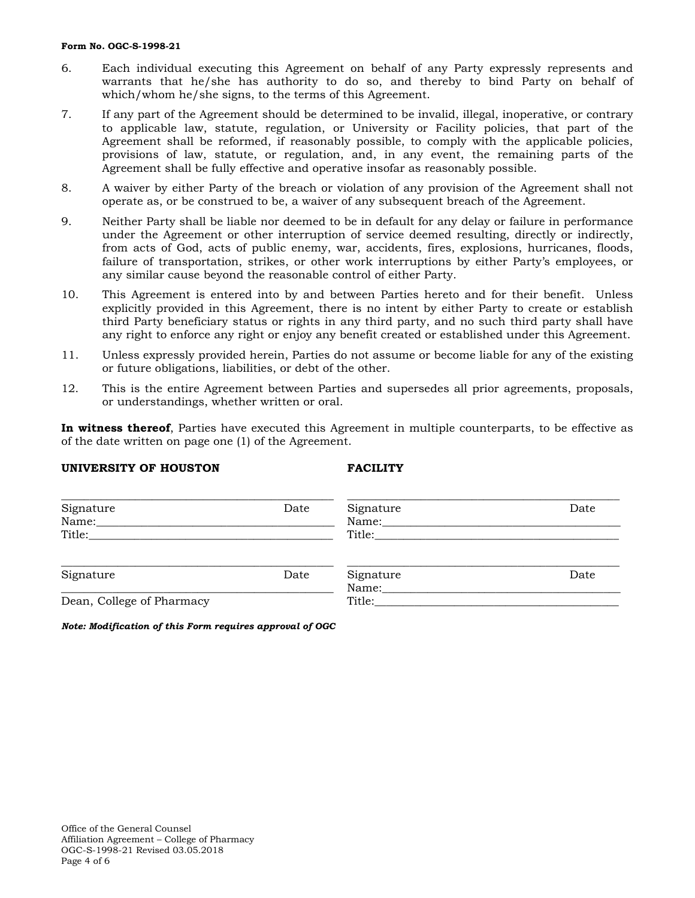6. Each individual executing this Agreement on behalf of any Party expressly represents and warrants that he/she has authority to do so, and thereby to bind Party on behalf of which/whom he/she signs, to the terms of this Agreement.

7. If any part of the Agreement should be determined to be invalid, illegal, inoperative, or contrary to applicable law, statute, regulation, or University or Facility policies, that part of the Agreement shall be reformed, if reasonably possible, to comply with the applicable policies, provisions of law, statute, or regulation, and, in any event, the remaining parts of the Agreement shall be fully effective and operative insofar as reasonably possible.

8. A waiver by either Party of the breach or violation of any provision of the Agreement shall not operate as, or be construed to be, a waiver of any subsequent breach of the Agreement.

9. Neither Party shall be liable nor deemed to be in default for any delay or failure in performance under the Agreement or other interruption of service deemed resulting, directly or indirectly, from acts of God, acts of public enemy, war, accidents, fires, explosions, hurricanes, floods, failure of transportation, strikes, or other work interruptions by either Party's employees, or any similar cause beyond the reasonable control of either Party.

10. This Agreement is entered into by and between Parties hereto and for their benefit. Unless explicitly provided in this Agreement, there is no intent by either Party to create or establish third Party beneficiary status or rights in any third party, and no such third party shall have any right to enforce any right or enjoy any benefit created or established under this Agreement.

11. Unless expressly provided herein, Parties do not assume or become liable for any of the existing or future obligations, liabilities, or debt of the other.

12. This is the entire Agreement between Parties and supersedes all prior agreements, proposals, or understandings, whether written or oral.

**In witness thereof**, Parties have executed this Agreement in multiple counterparts, to be effective as of the date written on page one (1) of the Agreement.

| **UNIVERSITY OF HOUSTON** | **FACILITY** |
| --- | --- |
| ______________________________<br>Signature Date<br>Name:______________________<br>Title:______________________ | ______________________________<br>Signature Date<br>Name:______________________<br>Title:______________________ |
| ______________________________<br>Signature Date<br>______________________________<br>Dean, College of Pharmacy | ______________________________<br>Signature Date<br>Name:______________________<br>Title:______________________ |

***Note: Modification of this Form requires approval of OGC***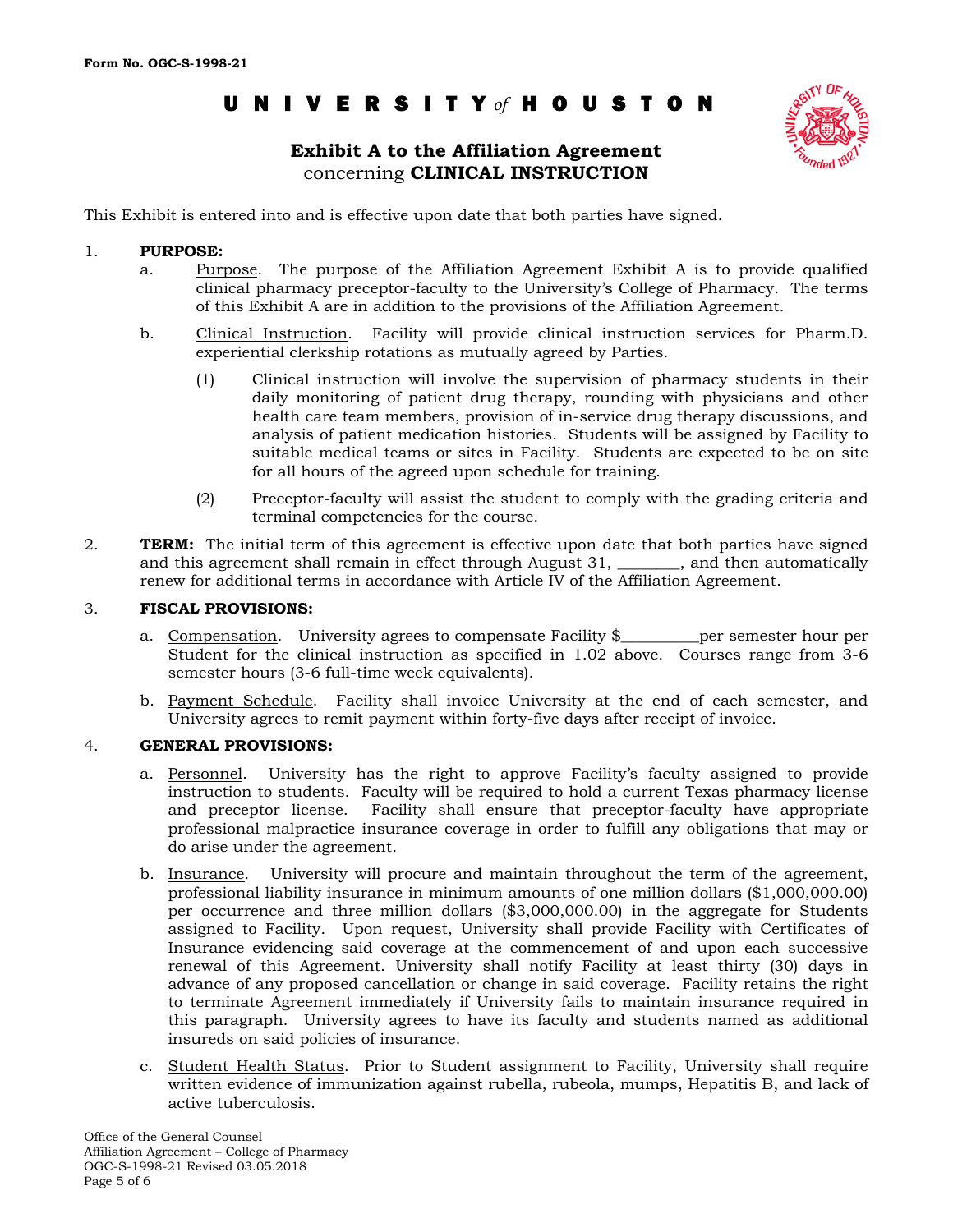**Form No. OGC-S-1998-21**

# UNIVERSITY *of* HOUSTON

## Exhibit A to the Affiliation Agreement
concerning **CLINICAL INSTRUCTION**

This Exhibit is entered into and is effective upon date that both parties have signed.

1. **PURPOSE:**
   a. Purpose. The purpose of the Affiliation Agreement Exhibit A is to provide qualified clinical pharmacy preceptor-faculty to the University's College of Pharmacy. The terms of this Exhibit A are in addition to the provisions of the Affiliation Agreement.

   b. Clinical Instruction. Facility will provide clinical instruction services for Pharm.D. experiential clerkship rotations as mutually agreed by Parties.

      (1) Clinical instruction will involve the supervision of pharmacy students in their daily monitoring of patient drug therapy, rounding with physicians and other health care team members, provision of in-service drug therapy discussions, and analysis of patient medication histories. Students will be assigned by Facility to suitable medical teams or sites in Facility. Students are expected to be on site for all hours of the agreed upon schedule for training.

      (2) Preceptor-faculty will assist the student to comply with the grading criteria and terminal competencies for the course.

2. **TERM:** The initial term of this agreement is effective upon date that both parties have signed and this agreement shall remain in effect through August 31, ________, and then automatically renew for additional terms in accordance with Article IV of the Affiliation Agreement.

3. **FISCAL PROVISIONS:**
   a. Compensation. University agrees to compensate Facility $__________per semester hour per Student for the clinical instruction as specified in 1.02 above. Courses range from 3-6 semester hours (3-6 full-time week equivalents).

   b. Payment Schedule. Facility shall invoice University at the end of each semester, and University agrees to remit payment within forty-five days after receipt of invoice.

4. **GENERAL PROVISIONS:**
   a. Personnel. University has the right to approve Facility's faculty assigned to provide instruction to students. Faculty will be required to hold a current Texas pharmacy license and preceptor license. Facility shall ensure that preceptor-faculty have appropriate professional malpractice insurance coverage in order to fulfill any obligations that may or do arise under the agreement.

   b. Insurance. University will procure and maintain throughout the term of the agreement, professional liability insurance in minimum amounts of one million dollars ($1,000,000.00) per occurrence and three million dollars ($3,000,000.00) in the aggregate for Students assigned to Facility. Upon request, University shall provide Facility with Certificates of Insurance evidencing said coverage at the commencement of and upon each successive renewal of this Agreement. University shall notify Facility at least thirty (30) days in advance of any proposed cancellation or change in said coverage. Facility retains the right to terminate Agreement immediately if University fails to maintain insurance required in this paragraph. University agrees to have its faculty and students named as additional insureds on said policies of insurance.

   c. Student Health Status. Prior to Student assignment to Facility, University shall require written evidence of immunization against rubella, rubeola, mumps, Hepatitis B, and lack of active tuberculosis.

Office of the General Counsel
Affiliation Agreement – College of Pharmacy
OGC-S-1998-21 Revised 03.05.2018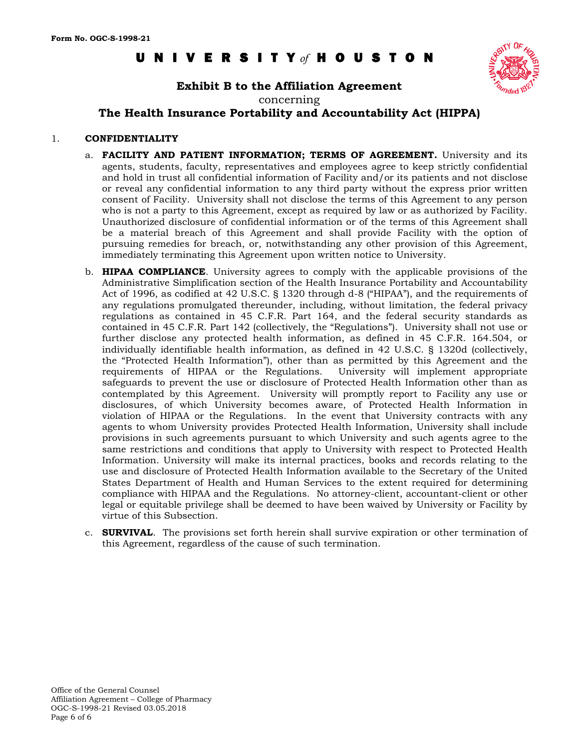Form No. OGC-S-1998-21

# UNIVERSITY *of* HOUSTON

## Exhibit B to the Affiliation Agreement

concerning

## The Health Insurance Portability and Accountability Act (HIPPA)

1. **CONFIDENTIALITY**

   a. **FACILITY AND PATIENT INFORMATION; TERMS OF AGREEMENT.** University and its agents, students, faculty, representatives and employees agree to keep strictly confidential and hold in trust all confidential information of Facility and/or its patients and not disclose or reveal any confidential information to any third party without the express prior written consent of Facility. University shall not disclose the terms of this Agreement to any person who is not a party to this Agreement, except as required by law or as authorized by Facility. Unauthorized disclosure of confidential information or of the terms of this Agreement shall be a material breach of this Agreement and shall provide Facility with the option of pursuing remedies for breach, or, notwithstanding any other provision of this Agreement, immediately terminating this Agreement upon written notice to University.

   b. **HIPAA COMPLIANCE**. University agrees to comply with the applicable provisions of the Administrative Simplification section of the Health Insurance Portability and Accountability Act of 1996, as codified at 42 U.S.C. § 1320 through d-8 ("HIPAA"), and the requirements of any regulations promulgated thereunder, including, without limitation, the federal privacy regulations as contained in 45 C.F.R. Part 164, and the federal security standards as contained in 45 C.F.R. Part 142 (collectively, the "Regulations"). University shall not use or further disclose any protected health information, as defined in 45 C.F.R. 164.504, or individually identifiable health information, as defined in 42 U.S.C. § 1320d (collectively, the "Protected Health Information"), other than as permitted by this Agreement and the requirements of HIPAA or the Regulations. University will implement appropriate safeguards to prevent the use or disclosure of Protected Health Information other than as contemplated by this Agreement. University will promptly report to Facility any use or disclosures, of which University becomes aware, of Protected Health Information in violation of HIPAA or the Regulations. In the event that University contracts with any agents to whom University provides Protected Health Information, University shall include provisions in such agreements pursuant to which University and such agents agree to the same restrictions and conditions that apply to University with respect to Protected Health Information. University will make its internal practices, books and records relating to the use and disclosure of Protected Health Information available to the Secretary of the United States Department of Health and Human Services to the extent required for determining compliance with HIPAA and the Regulations. No attorney-client, accountant-client or other legal or equitable privilege shall be deemed to have been waived by University or Facility by virtue of this Subsection.

   c. **SURVIVAL**. The provisions set forth herein shall survive expiration or other termination of this Agreement, regardless of the cause of such termination.

Office of the General Counsel
Affiliation Agreement – College of Pharmacy
OGC-S-1998-21 Revised 03.05.2018